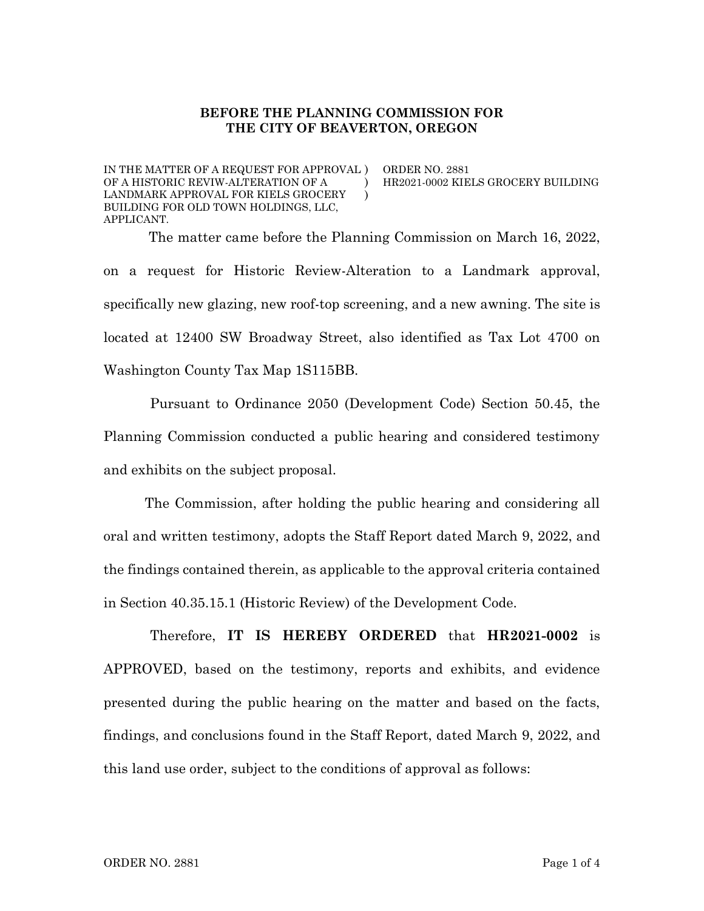**BEFORE THE PLANNING COMMISSION FOR THE CITY OF BEAVERTON, OREGON**

| | | |
|---|---|---|
| IN THE MATTER OF A REQUEST FOR APPROVAL OF A HISTORIC REVIW-ALTERATION OF A LANDMARK APPROVAL FOR KIELS GROCERY BUILDING FOR OLD TOWN HOLDINGS, LLC, APPLICANT. | ) ) ) | ORDER NO. 2881 HR2021-0002 KIELS GROCERY BUILDING |

The matter came before the Planning Commission on March 16, 2022, on a request for Historic Review-Alteration to a Landmark approval, specifically new glazing, new roof-top screening, and a new awning. The site is located at 12400 SW Broadway Street, also identified as Tax Lot 4700 on Washington County Tax Map 1S115BB.

Pursuant to Ordinance 2050 (Development Code) Section 50.45, the Planning Commission conducted a public hearing and considered testimony and exhibits on the subject proposal.

The Commission, after holding the public hearing and considering all oral and written testimony, adopts the Staff Report dated March 9, 2022, and the findings contained therein, as applicable to the approval criteria contained in Section 40.35.15.1 (Historic Review) of the Development Code.

Therefore, **IT IS HEREBY ORDERED** that **HR2021-0002** is APPROVED, based on the testimony, reports and exhibits, and evidence presented during the public hearing on the matter and based on the facts, findings, and conclusions found in the Staff Report, dated March 9, 2022, and this land use order, subject to the conditions of approval as follows: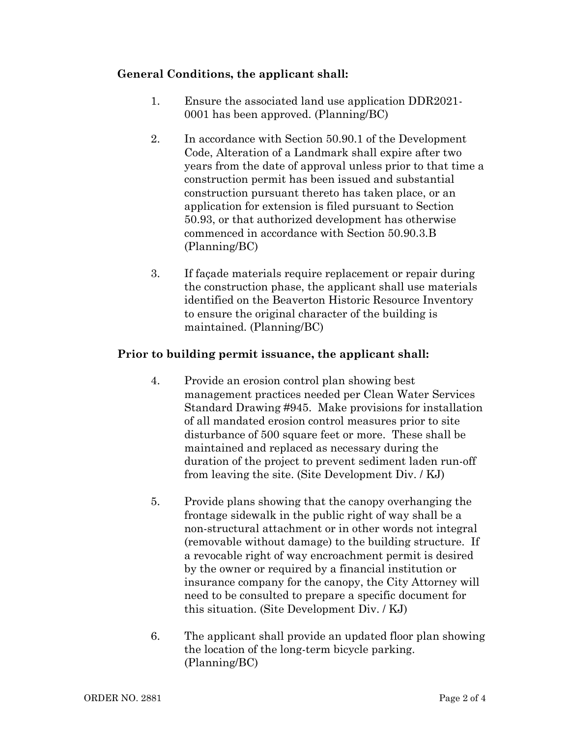**General Conditions, the applicant shall:**

1. Ensure the associated land use application DDR2021-0001 has been approved. (Planning/BC)

2. In accordance with Section 50.90.1 of the Development Code, Alteration of a Landmark shall expire after two years from the date of approval unless prior to that time a construction permit has been issued and substantial construction pursuant thereto has taken place, or an application for extension is filed pursuant to Section 50.93, or that authorized development has otherwise commenced in accordance with Section 50.90.3.B (Planning/BC)

3. If façade materials require replacement or repair during the construction phase, the applicant shall use materials identified on the Beaverton Historic Resource Inventory to ensure the original character of the building is maintained. (Planning/BC)

**Prior to building permit issuance, the applicant shall:**

4. Provide an erosion control plan showing best management practices needed per Clean Water Services Standard Drawing #945. Make provisions for installation of all mandated erosion control measures prior to site disturbance of 500 square feet or more. These shall be maintained and replaced as necessary during the duration of the project to prevent sediment laden run-off from leaving the site. (Site Development Div. / KJ)

5. Provide plans showing that the canopy overhanging the frontage sidewalk in the public right of way shall be a non-structural attachment or in other words not integral (removable without damage) to the building structure. If a revocable right of way encroachment permit is desired by the owner or required by a financial institution or insurance company for the canopy, the City Attorney will need to be consulted to prepare a specific document for this situation. (Site Development Div. / KJ)

6. The applicant shall provide an updated floor plan showing the location of the long-term bicycle parking. (Planning/BC)

ORDER NO. 2881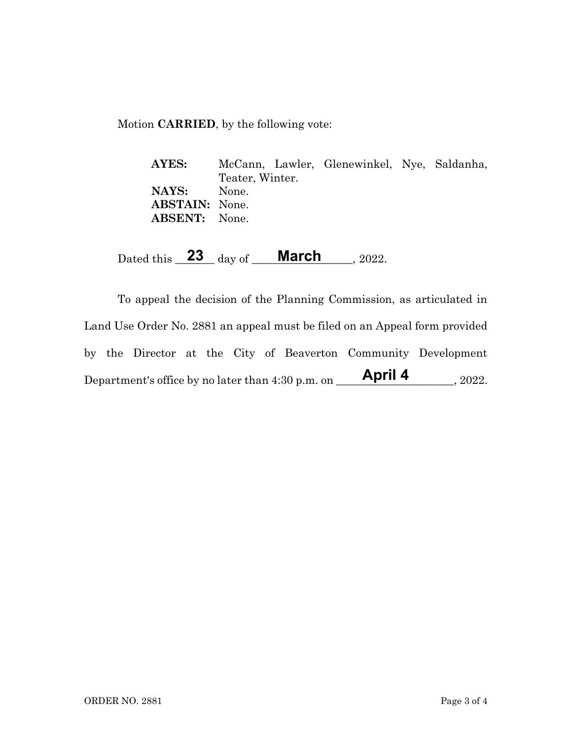Motion **CARRIED**, by the following vote:

**AYES:** McCann, Lawler, Glenewinkel, Nye, Saldanha, Teater, Winter.
**NAYS:** None.
**ABSTAIN:** None.
**ABSENT:** None.

Dated this **23** day of **March**, 2022.

To appeal the decision of the Planning Commission, as articulated in Land Use Order No. 2881 an appeal must be filed on an Appeal form provided by the Director at the City of Beaverton Community Development Department's office by no later than 4:30 p.m. on **April 4**, 2022.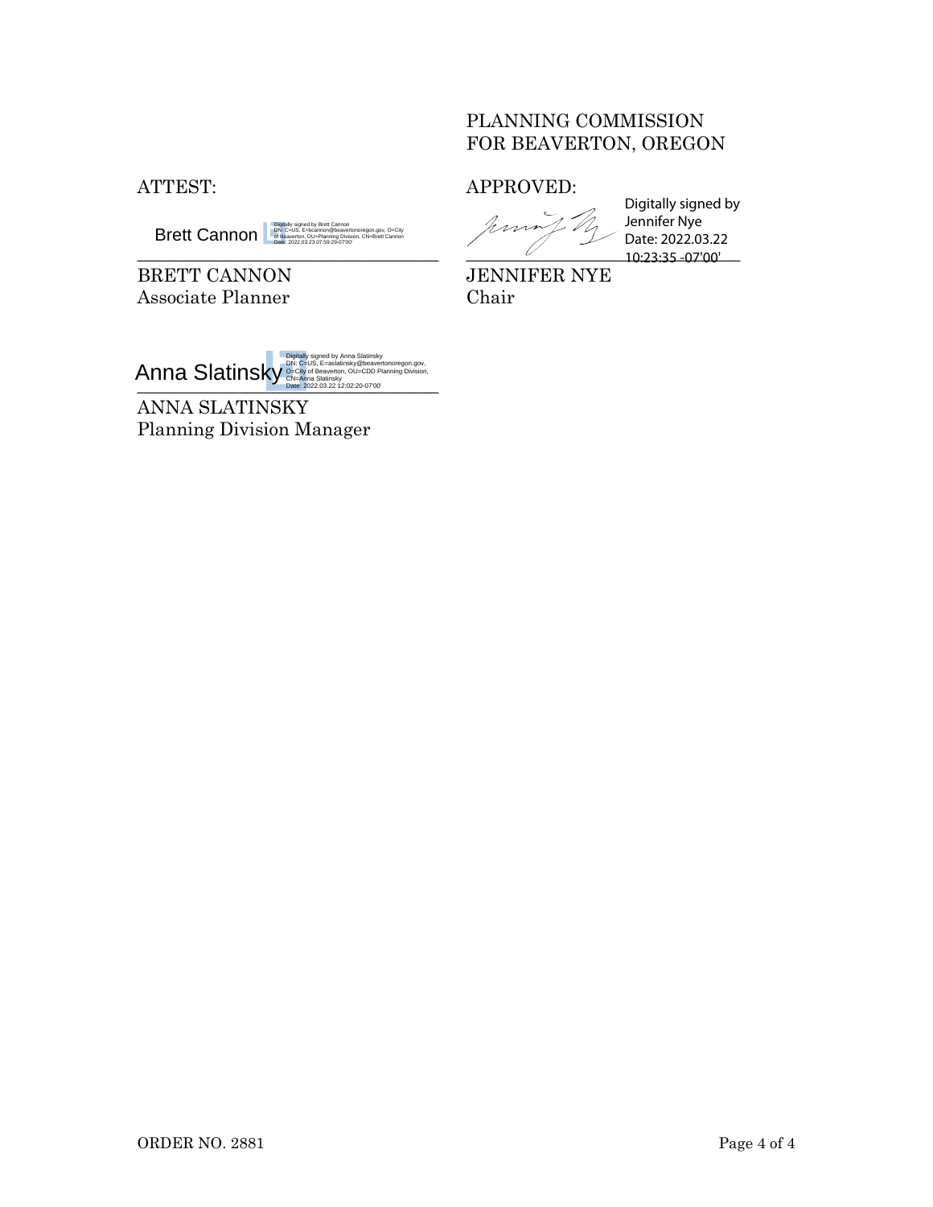PLANNING COMMISSION
FOR BEAVERTON, OREGON

ATTEST:

Brett Cannon Digitally signed by Brett Cannon DN: C=US, E=bcannon@beavertonoregon.gov, O=City of Beaverton, OU=Planning Division, CN=Brett Cannon Date: 2022.03.23 07:59:29-07'00'

BRETT CANNON
Associate Planner

APPROVED:

Digitally signed by Jennifer Nye Date: 2022.03.22 10:23:35 -07'00'

JENNIFER NYE
Chair

Anna Slatinsky Digitally signed by Anna Slatinsky DN: C=US, E=aslatinsky@beavertonoregon.gov, O=City of Beaverton, OU=CDD Planning Division, CN=Anna Slatinsky Date: 2022.03.22 12:02:20-07'00'

ANNA SLATINSKY
Planning Division Manager

ORDER NO. 2881